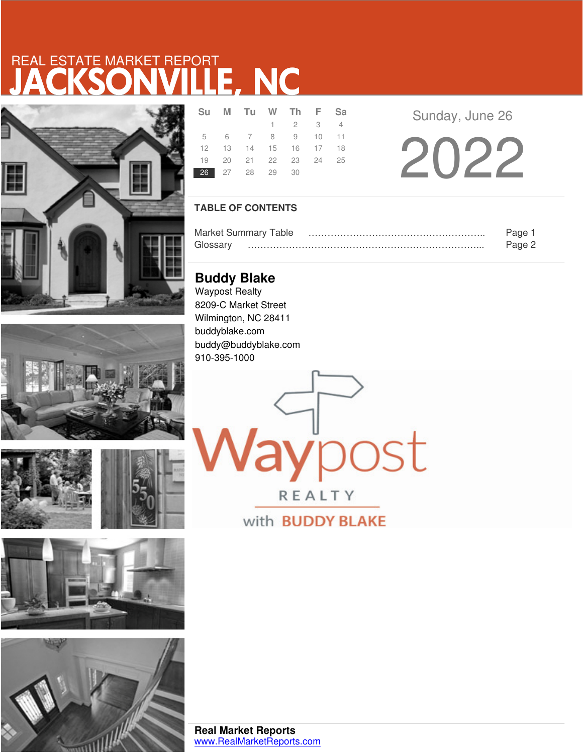REAL ESTATE MARKET REPORT

# JACKSONVILLE, NC

| Su | M | Tu | W | Th | F | Sa |
|---|---|---|---|---|---|---|
| | | | 1 | 2 | 3 | 4 |
| 5 | 6 | 7 | 8 | 9 | 10 | 11 |
| 12 | 13 | 14 | 15 | 16 | 17 | 18 |
| 19 | 20 | 21 | 22 | 23 | 24 | 25 |
| 26 | 27 | 28 | 29 | 30 | | |

Sunday, June 26

2022

## TABLE OF CONTENTS

Market Summary Table ………………………………………………….. Page 1
Glossary ……………………………………………………………………... Page 2

**Buddy Blake**
Waypost Realty
8209-C Market Street
Wilmington, NC 28411
buddyblake.com
buddy@buddyblake.com
910-395-1000

Waypost REALTY with BUDDY BLAKE

**Real Market Reports**
www.RealMarketReports.com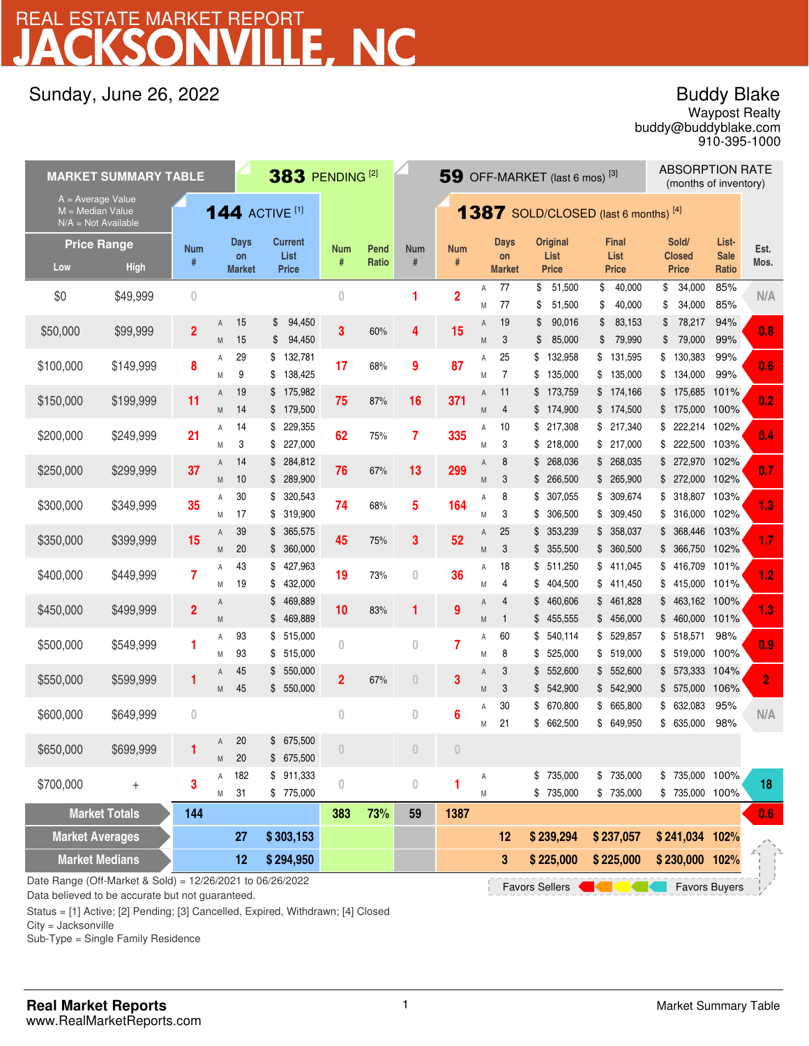# REAL ESTATE MARKET REPORT
# JACKSONVILLE, NC

Sunday, June 26, 2022

**Buddy Blake**
Waypost Realty
buddy@buddyblake.com
910-395-1000

| MARKET SUMMARY TABLE | | 144 ACTIVE [1] | | | 383 PENDING [2] | | 59 OFF-MARKET (last 6 mos) [3] | 1387 SOLD/CLOSED (last 6 months) [4] | | | | | | | ABSORPTION RATE (months of inventory) |
|---|---|---|---|---|---|---|---|---|---|---|---|---|---|---|---|
| A = Average Value, M = Median Value, N/A = Not Available | | | | | | | | | | | | | | | |
| Price Range Low | High | Num # | Days on Market | Current List Price | Num # | Pend Ratio | Num # | Num # | | Days on Market | Original List Price | Final List Price | Sold/ Closed Price | List-Sale Ratio | Est. Mos. |
| $0 | $49,999 | 0 | | | 0 | | 1 | 2 | A | 77 | $ 51,500 | $ 40,000 | $ 34,000 | 85% | N/A |
| | | | | | | | | | M | 77 | $ 51,500 | $ 40,000 | $ 34,000 | 85% | |
| $50,000 | $99,999 | 2 | A 15 | $ 94,450 | 3 | 60% | 4 | 15 | A | 19 | $ 90,016 | $ 83,153 | $ 78,217 | 94% | 0.8 |
| | | | M 15 | $ 94,450 | | | | | M | 3 | $ 85,000 | $ 79,990 | $ 79,000 | 99% | |
| $100,000 | $149,999 | 8 | A 29 | $ 132,781 | 17 | 68% | 9 | 87 | A | 25 | $ 132,958 | $ 131,595 | $ 130,383 | 99% | 0.6 |
| | | | M 9 | $ 138,425 | | | | | M | 7 | $ 135,000 | $ 135,000 | $ 134,000 | 99% | |
| $150,000 | $199,999 | 11 | A 19 | $ 175,982 | 75 | 87% | 16 | 371 | A | 11 | $ 173,759 | $ 174,166 | $ 175,685 | 101% | 0.2 |
| | | | M 14 | $ 179,500 | | | | | M | 4 | $ 174,900 | $ 174,500 | $ 175,000 | 100% | |
| $200,000 | $249,999 | 21 | A 14 | $ 229,355 | 62 | 75% | 7 | 335 | A | 10 | $ 217,308 | $ 217,340 | $ 222,214 | 102% | 0.4 |
| | | | M 3 | $ 227,000 | | | | | M | 3 | $ 218,000 | $ 217,000 | $ 222,500 | 103% | |
| $250,000 | $299,999 | 37 | A 14 | $ 284,812 | 76 | 67% | 13 | 299 | A | 8 | $ 268,036 | $ 268,035 | $ 272,970 | 102% | 0.7 |
| | | | M 10 | $ 289,900 | | | | | M | 3 | $ 266,500 | $ 265,900 | $ 272,000 | 102% | |
| $300,000 | $349,999 | 35 | A 30 | $ 320,543 | 74 | 68% | 5 | 164 | A | 8 | $ 307,055 | $ 309,674 | $ 318,807 | 103% | 1.3 |
| | | | M 17 | $ 319,900 | | | | | M | 3 | $ 306,500 | $ 309,450 | $ 316,000 | 102% | |
| $350,000 | $399,999 | 15 | A 39 | $ 365,575 | 45 | 75% | 3 | 52 | A | 25 | $ 353,239 | $ 358,037 | $ 368,446 | 103% | 1.7 |
| | | | M 20 | $ 360,000 | | | | | M | 3 | $ 355,500 | $ 360,500 | $ 366,750 | 102% | |
| $400,000 | $449,999 | 7 | A 43 | $ 427,963 | 19 | 73% | 0 | 36 | A | 18 | $ 511,250 | $ 411,045 | $ 416,709 | 101% | 1.2 |
| | | | M 19 | $ 432,000 | | | | | M | 4 | $ 404,500 | $ 411,450 | $ 415,000 | 101% | |
| $450,000 | $499,999 | 2 | A | $ 469,889 | 10 | 83% | 1 | 9 | A | 4 | $ 460,606 | $ 461,828 | $ 463,162 | 100% | 1.3 |
| | | | M | $ 469,889 | | | | | M | 1 | $ 455,555 | $ 456,000 | $ 460,000 | 101% | |
| $500,000 | $549,999 | 1 | A 93 | $ 515,000 | 0 | | 0 | 7 | A | 60 | $ 540,114 | $ 529,857 | $ 518,571 | 98% | 0.9 |
| | | | M 93 | $ 515,000 | | | | | M | 8 | $ 525,000 | $ 519,000 | $ 519,000 | 100% | |
| $550,000 | $599,999 | 1 | A 45 | $ 550,000 | 2 | 67% | 0 | 3 | A | 3 | $ 552,600 | $ 552,600 | $ 573,333 | 104% | 2 |
| | | | M 45 | $ 550,000 | | | | | M | 3 | $ 542,900 | $ 542,900 | $ 575,000 | 106% | |
| $600,000 | $649,999 | 0 | | | 0 | | 0 | 6 | A | 30 | $ 670,800 | $ 665,800 | $ 632,083 | 95% | N/A |
| | | | | | | | | | M | 21 | $ 662,500 | $ 649,950 | $ 635,000 | 98% | |
| $650,000 | $699,999 | 1 | A 20 | $ 675,500 | 0 | | 0 | 0 | | | | | | | |
| | | | M 20 | $ 675,500 | | | | | | | | | | | |
| $700,000 | + | 3 | A 182 | $ 911,333 | 0 | | 0 | 1 | A | | $ 735,000 | $ 735,000 | $ 735,000 | 100% | 18 |
| | | | M 31 | $ 775,000 | | | | | M | | $ 735,000 | $ 735,000 | $ 735,000 | 100% | |
| **Market Totals** | | **144** | | | **383** | **73%** | **59** | **1387** | | | | | | | **0.6** |
| **Market Averages** | | | **27** | **$ 303,153** | | | | | | **12** | **$ 239,294** | **$ 237,057** | **$ 241,034** | **102%** | |
| **Market Medians** | | | **12** | **$ 294,950** | | | | | | **3** | **$ 225,000** | **$ 225,000** | **$ 230,000** | **102%** | |

Favors Sellers ← → Favors Buyers

Date Range (Off-Market & Sold) = 12/26/2021 to 06/26/2022
Data believed to be accurate but not guaranteed.

Status = [1] Active; [2] Pending; [3] Cancelled, Expired, Withdrawn; [4] Closed
City = Jacksonville
Sub-Type = Single Family Residence

**Real Market Reports**
www.RealMarketReports.com

Market Summary Table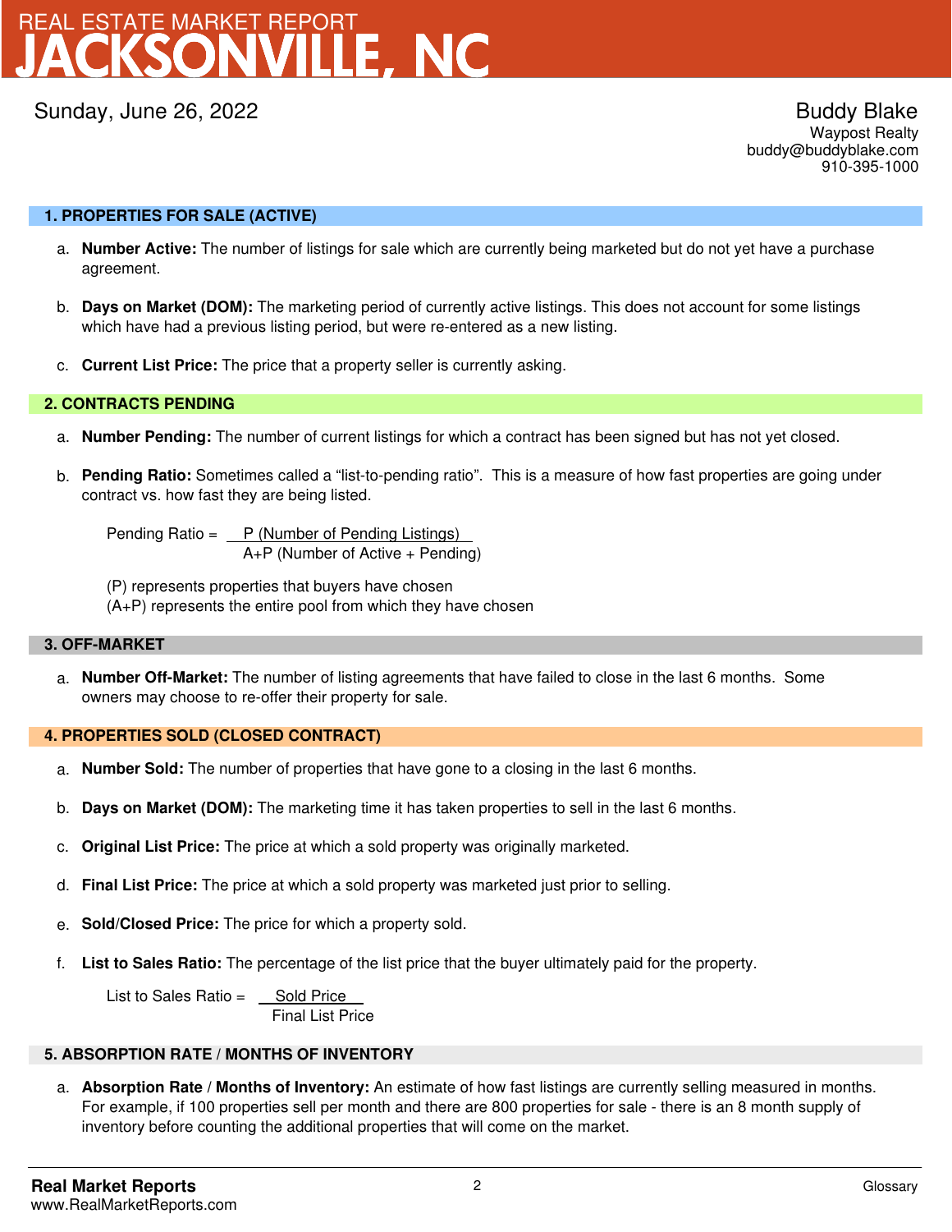# REAL ESTATE MARKET REPORT
# JACKSONVILLE, NC

Sunday, June 26, 2022

**Buddy Blake**
Waypost Realty
buddy@buddyblake.com
910-395-1000

## 1. PROPERTIES FOR SALE (ACTIVE)

a. **Number Active:** The number of listings for sale which are currently being marketed but do not yet have a purchase agreement.

b. **Days on Market (DOM):** The marketing period of currently active listings. This does not account for some listings which have had a previous listing period, but were re-entered as a new listing.

c. **Current List Price:** The price that a property seller is currently asking.

## 2. CONTRACTS PENDING

a. **Number Pending:** The number of current listings for which a contract has been signed but has not yet closed.

b. **Pending Ratio:** Sometimes called a "list-to-pending ratio". This is a measure of how fast properties are going under contract vs. how fast they are being listed.

$$\text{Pending Ratio} = \frac{\text{P (Number of Pending Listings)}}{\text{A+P (Number of Active + Pending)}}$$

(P) represents properties that buyers have chosen
(A+P) represents the entire pool from which they have chosen

## 3. OFF-MARKET

a. **Number Off-Market:** The number of listing agreements that have failed to close in the last 6 months. Some owners may choose to re-offer their property for sale.

## 4. PROPERTIES SOLD (CLOSED CONTRACT)

a. **Number Sold:** The number of properties that have gone to a closing in the last 6 months.

b. **Days on Market (DOM):** The marketing time it has taken properties to sell in the last 6 months.

c. **Original List Price:** The price at which a sold property was originally marketed.

d. **Final List Price:** The price at which a sold property was marketed just prior to selling.

e. **Sold/Closed Price:** The price for which a property sold.

f. **List to Sales Ratio:** The percentage of the list price that the buyer ultimately paid for the property.

$$\text{List to Sales Ratio} = \frac{\text{Sold Price}}{\text{Final List Price}}$$

## 5. ABSORPTION RATE / MONTHS OF INVENTORY

a. **Absorption Rate / Months of Inventory:** An estimate of how fast listings are currently selling measured in months. For example, if 100 properties sell per month and there are 800 properties for sale - there is an 8 month supply of inventory before counting the additional properties that will come on the market.

**Real Market Reports**
www.RealMarketReports.com

Glossary